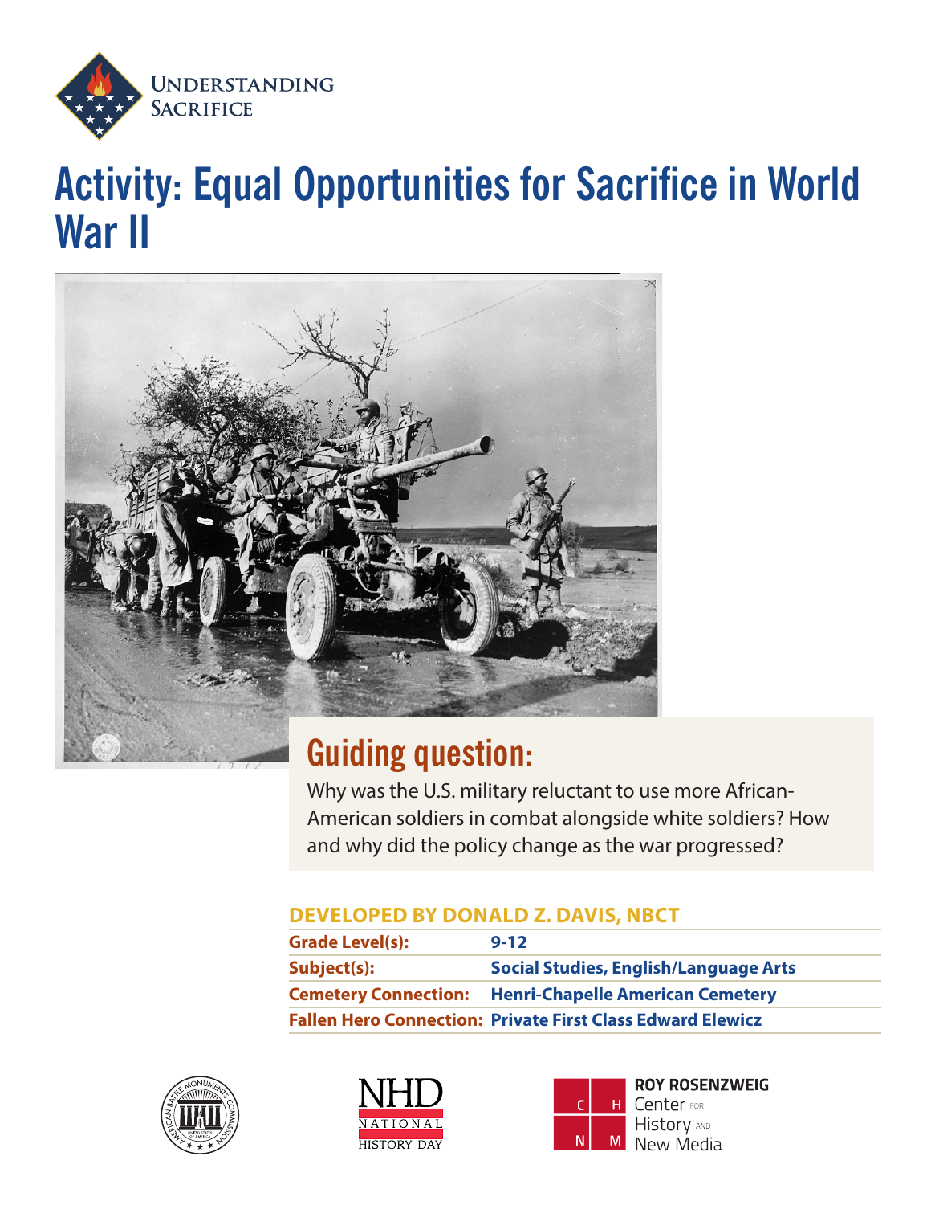Understanding Sacrifice

# Activity: Equal Opportunities for Sacrifice in World War II

## Guiding question:

Why was the U.S. military reluctant to use more African-American soldiers in combat alongside white soldiers? How and why did the policy change as the war progressed?

**DEVELOPED BY DONALD Z. DAVIS, NBCT**

| | |
|---|---|
| **Grade Level(s):** | **9-12** |
| **Subject(s):** | **Social Studies, English/Language Arts** |
| **Cemetery Connection:** | **Henri-Chapelle American Cemetery** |
| **Fallen Hero Connection:** | **Private First Class Edward Elewicz** |

NHD National History Day

Roy Rosenzweig Center for History and New Media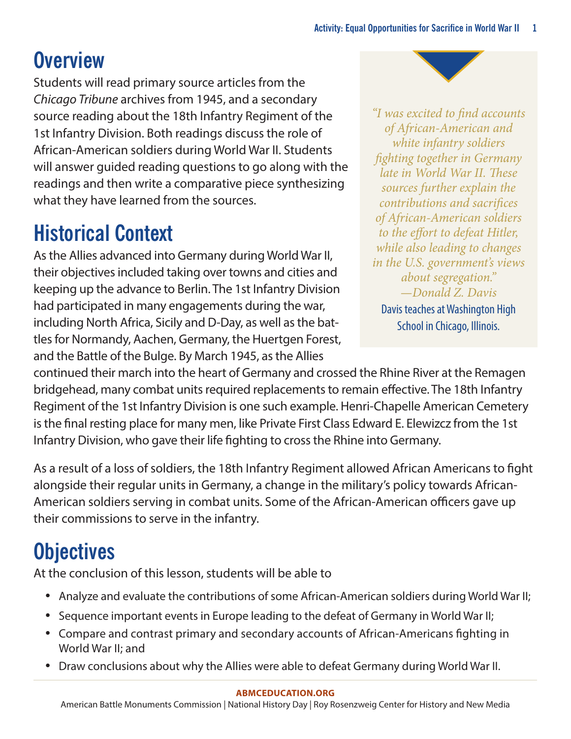## Overview

Students will read primary source articles from the *Chicago Tribune* archives from 1945, and a secondary source reading about the 18th Infantry Regiment of the 1st Infantry Division. Both readings discuss the role of African-American soldiers during World War II. Students will answer guided reading questions to go along with the readings and then write a comparative piece synthesizing what they have learned from the sources.

> *"I was excited to find accounts of African-American and white infantry soldiers fighting together in Germany late in World War II. These sources further explain the contributions and sacrifices of African-American soldiers to the effort to defeat Hitler, while also leading to changes in the U.S. government's views about segregation."*
> *—Donald Z. Davis*
>
> Davis teaches at Washington High School in Chicago, Illinois.

## Historical Context

As the Allies advanced into Germany during World War II, their objectives included taking over towns and cities and keeping up the advance to Berlin. The 1st Infantry Division had participated in many engagements during the war, including North Africa, Sicily and D-Day, as well as the battles for Normandy, Aachen, Germany, the Huertgen Forest, and the Battle of the Bulge. By March 1945, as the Allies continued their march into the heart of Germany and crossed the Rhine River at the Remagen bridgehead, many combat units required replacements to remain effective. The 18th Infantry Regiment of the 1st Infantry Division is one such example. Henri-Chapelle American Cemetery is the final resting place for many men, like Private First Class Edward E. Elewizcz from the 1st Infantry Division, who gave their life fighting to cross the Rhine into Germany.

As a result of a loss of soldiers, the 18th Infantry Regiment allowed African Americans to fight alongside their regular units in Germany, a change in the military's policy towards African-American soldiers serving in combat units. Some of the African-American officers gave up their commissions to serve in the infantry.

## Objectives

At the conclusion of this lesson, students will be able to

- Analyze and evaluate the contributions of some African-American soldiers during World War II;
- Sequence important events in Europe leading to the defeat of Germany in World War II;
- Compare and contrast primary and secondary accounts of African-Americans fighting in World War II; and
- Draw conclusions about why the Allies were able to defeat Germany during World War II.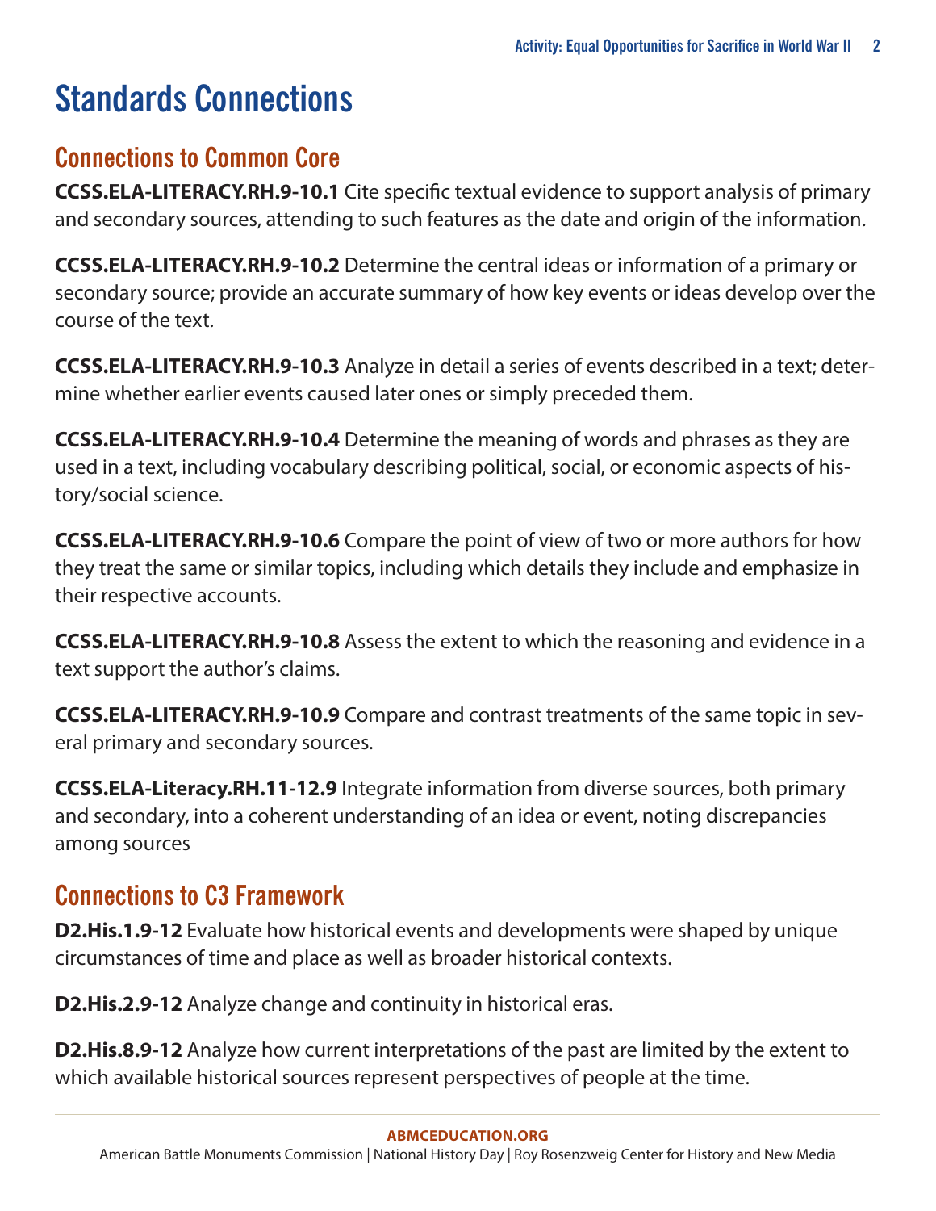# Standards Connections

## Connections to Common Core

**CCSS.ELA-LITERACY.RH.9-10.1** Cite specific textual evidence to support analysis of primary and secondary sources, attending to such features as the date and origin of the information.

**CCSS.ELA-LITERACY.RH.9-10.2** Determine the central ideas or information of a primary or secondary source; provide an accurate summary of how key events or ideas develop over the course of the text.

**CCSS.ELA-LITERACY.RH.9-10.3** Analyze in detail a series of events described in a text; determine whether earlier events caused later ones or simply preceded them.

**CCSS.ELA-LITERACY.RH.9-10.4** Determine the meaning of words and phrases as they are used in a text, including vocabulary describing political, social, or economic aspects of history/social science.

**CCSS.ELA-LITERACY.RH.9-10.6** Compare the point of view of two or more authors for how they treat the same or similar topics, including which details they include and emphasize in their respective accounts.

**CCSS.ELA-LITERACY.RH.9-10.8** Assess the extent to which the reasoning and evidence in a text support the author's claims.

**CCSS.ELA-LITERACY.RH.9-10.9** Compare and contrast treatments of the same topic in several primary and secondary sources.

**CCSS.ELA-Literacy.RH.11-12.9** Integrate information from diverse sources, both primary and secondary, into a coherent understanding of an idea or event, noting discrepancies among sources

## Connections to C3 Framework

**D2.His.1.9-12** Evaluate how historical events and developments were shaped by unique circumstances of time and place as well as broader historical contexts.

**D2.His.2.9-12** Analyze change and continuity in historical eras.

**D2.His.8.9-12** Analyze how current interpretations of the past are limited by the extent to which available historical sources represent perspectives of people at the time.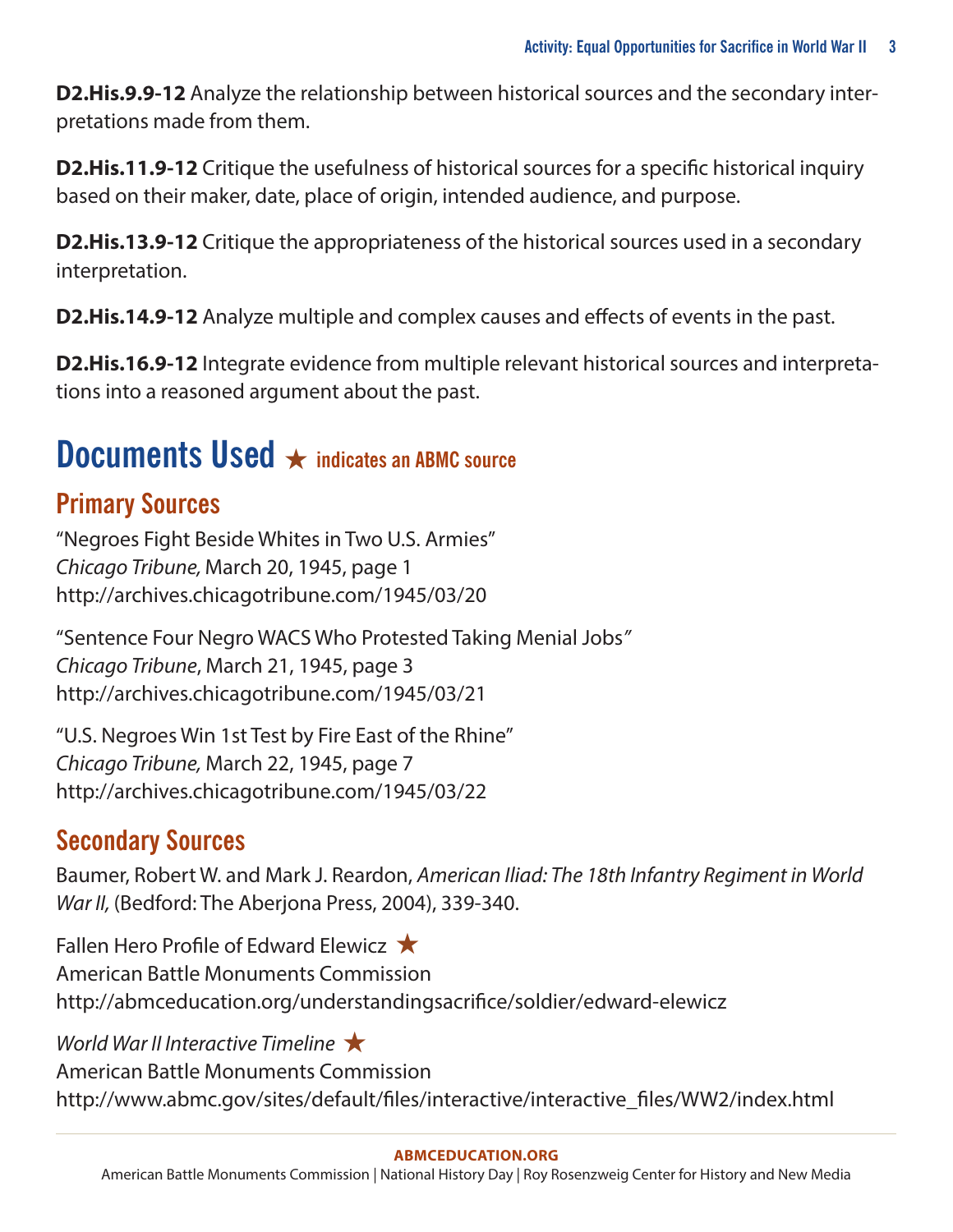**D2.His.9.9-12** Analyze the relationship between historical sources and the secondary interpretations made from them.

**D2.His.11.9-12** Critique the usefulness of historical sources for a specific historical inquiry based on their maker, date, place of origin, intended audience, and purpose.

**D2.His.13.9-12** Critique the appropriateness of the historical sources used in a secondary interpretation.

**D2.His.14.9-12** Analyze multiple and complex causes and effects of events in the past.

**D2.His.16.9-12** Integrate evidence from multiple relevant historical sources and interpretations into a reasoned argument about the past.

# Documents Used ★ indicates an ABMC source

## Primary Sources

"Negroes Fight Beside Whites in Two U.S. Armies"
*Chicago Tribune,* March 20, 1945, page 1
http://archives.chicagotribune.com/1945/03/20

"Sentence Four Negro WACS Who Protested Taking Menial Jobs"
*Chicago Tribune*, March 21, 1945, page 3
http://archives.chicagotribune.com/1945/03/21

"U.S. Negroes Win 1st Test by Fire East of the Rhine"
*Chicago Tribune,* March 22, 1945, page 7
http://archives.chicagotribune.com/1945/03/22

## Secondary Sources

Baumer, Robert W. and Mark J. Reardon, *American Iliad: The 18th Infantry Regiment in World War II,* (Bedford: The Aberjona Press, 2004), 339-340.

Fallen Hero Profile of Edward Elewicz ★
American Battle Monuments Commission
http://abmceducation.org/understandingsacrifice/soldier/edward-elewicz

*World War II Interactive Timeline* ★
American Battle Monuments Commission
http://www.abmc.gov/sites/default/files/interactive/interactive_files/WW2/index.html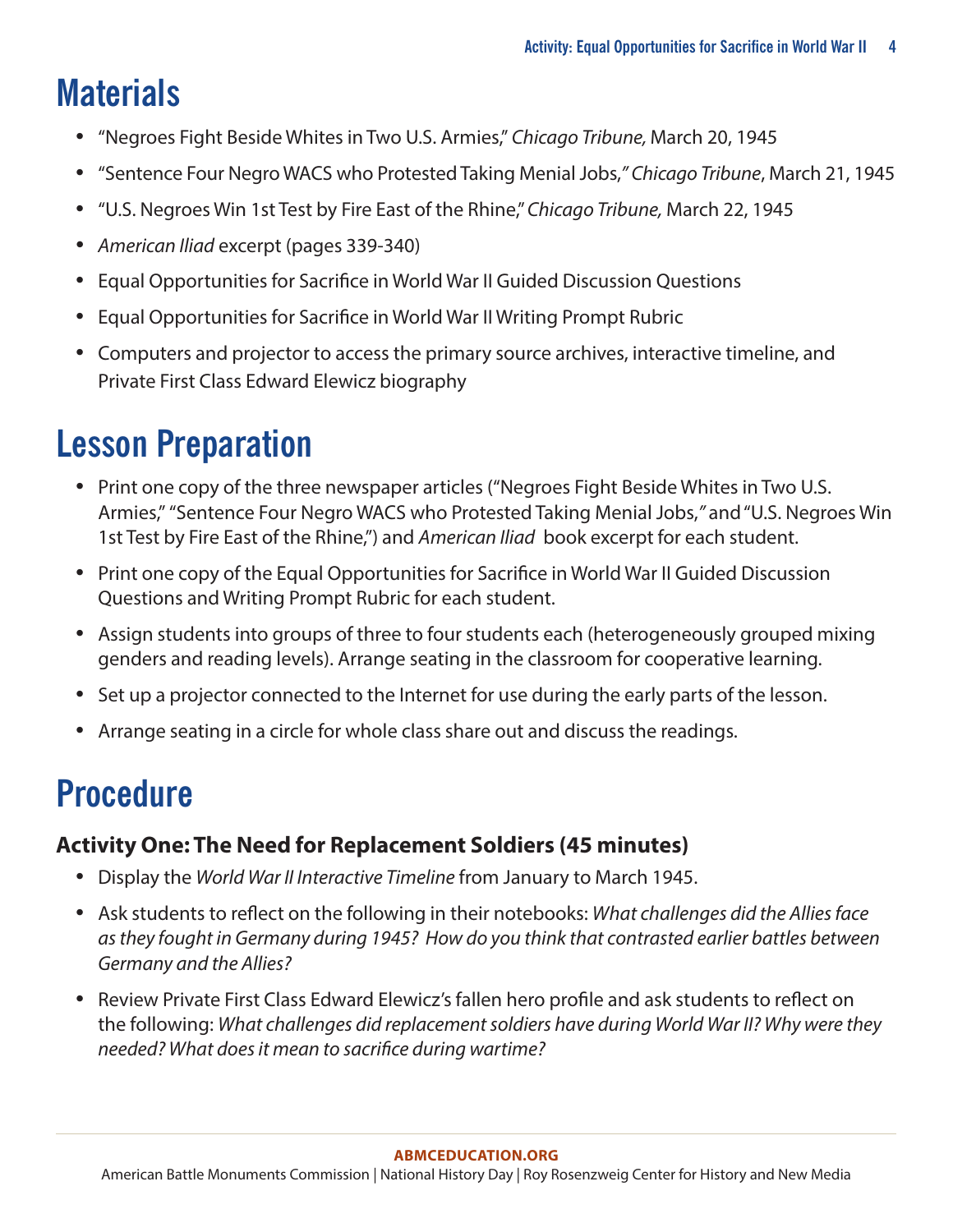# Materials

- "Negroes Fight Beside Whites in Two U.S. Armies," *Chicago Tribune,* March 20, 1945
- "Sentence Four Negro WACS who Protested Taking Menial Jobs," *Chicago Tribune*, March 21, 1945
- "U.S. Negroes Win 1st Test by Fire East of the Rhine," *Chicago Tribune,* March 22, 1945
- *American Iliad* excerpt (pages 339-340)
- Equal Opportunities for Sacrifice in World War II Guided Discussion Questions
- Equal Opportunities for Sacrifice in World War II Writing Prompt Rubric
- Computers and projector to access the primary source archives, interactive timeline, and Private First Class Edward Elewicz biography

# Lesson Preparation

- Print one copy of the three newspaper articles ("Negroes Fight Beside Whites in Two U.S. Armies," "Sentence Four Negro WACS who Protested Taking Menial Jobs," and "U.S. Negroes Win 1st Test by Fire East of the Rhine,") and *American Iliad* book excerpt for each student.
- Print one copy of the Equal Opportunities for Sacrifice in World War II Guided Discussion Questions and Writing Prompt Rubric for each student.
- Assign students into groups of three to four students each (heterogeneously grouped mixing genders and reading levels). Arrange seating in the classroom for cooperative learning.
- Set up a projector connected to the Internet for use during the early parts of the lesson.
- Arrange seating in a circle for whole class share out and discuss the readings.

# Procedure

### Activity One: The Need for Replacement Soldiers (45 minutes)

- Display the *World War II Interactive Timeline* from January to March 1945.
- Ask students to reflect on the following in their notebooks: *What challenges did the Allies face as they fought in Germany during 1945? How do you think that contrasted earlier battles between Germany and the Allies?*
- Review Private First Class Edward Elewicz's fallen hero profile and ask students to reflect on the following: *What challenges did replacement soldiers have during World War II? Why were they needed? What does it mean to sacrifice during wartime?*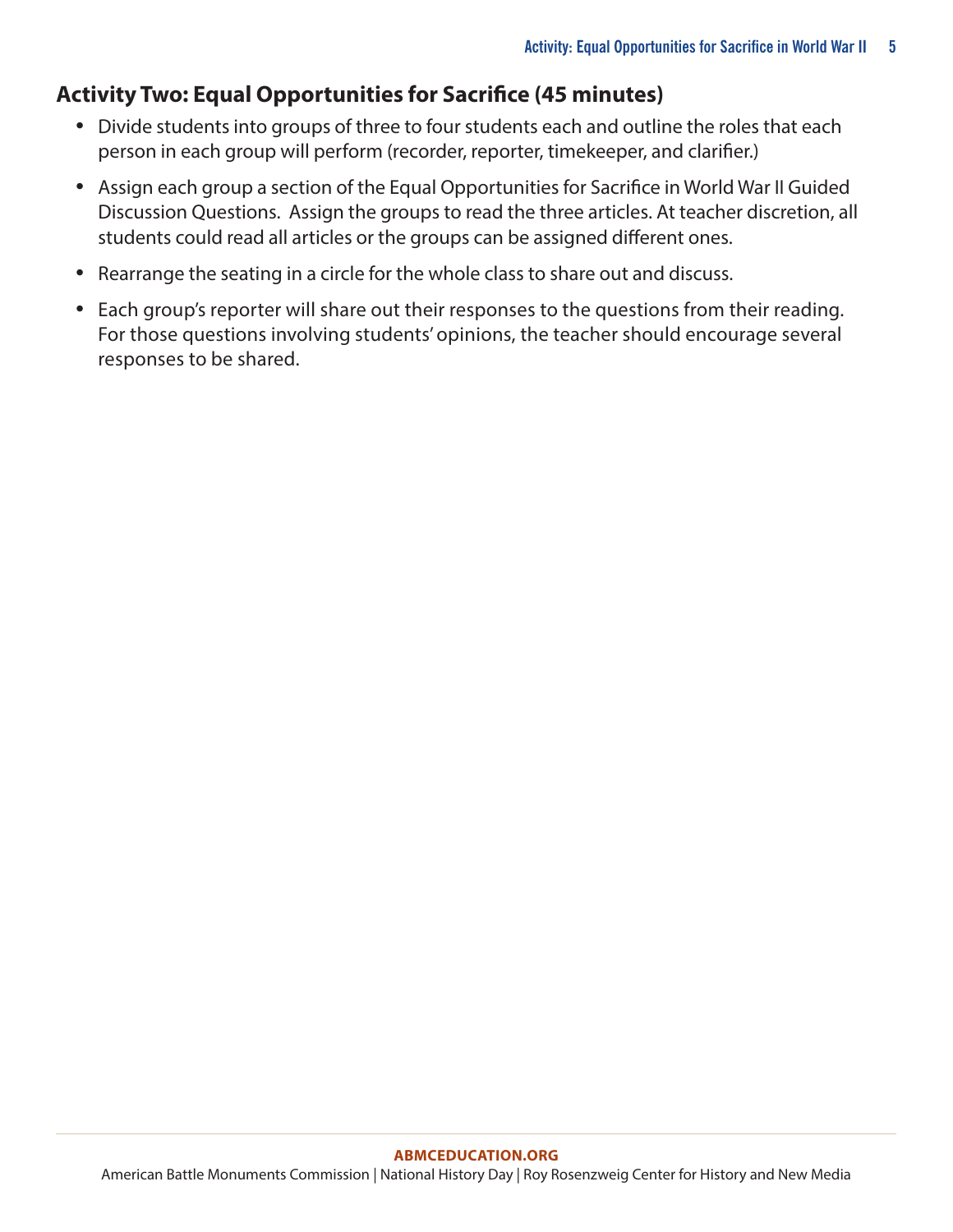## Activity Two: Equal Opportunities for Sacrifice (45 minutes)

- Divide students into groups of three to four students each and outline the roles that each person in each group will perform (recorder, reporter, timekeeper, and clarifier.)
- Assign each group a section of the Equal Opportunities for Sacrifice in World War II Guided Discussion Questions. Assign the groups to read the three articles. At teacher discretion, all students could read all articles or the groups can be assigned different ones.
- Rearrange the seating in a circle for the whole class to share out and discuss.
- Each group's reporter will share out their responses to the questions from their reading. For those questions involving students' opinions, the teacher should encourage several responses to be shared.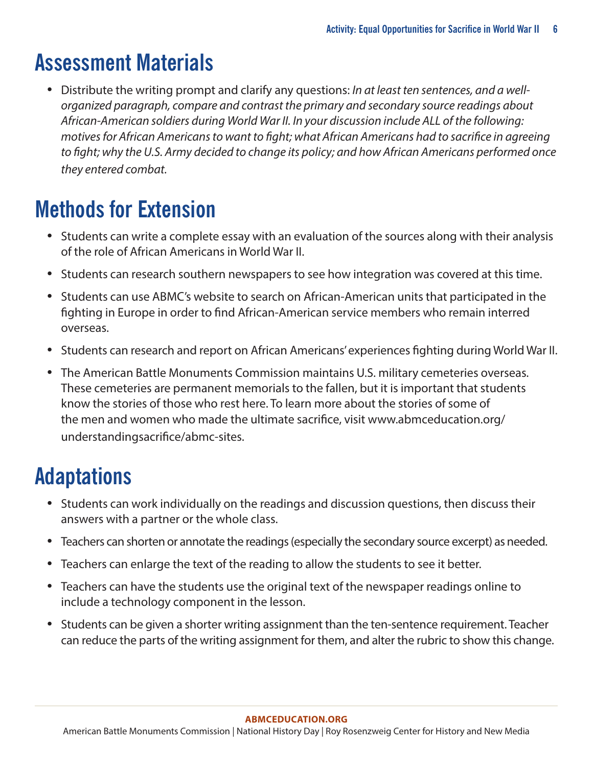## Assessment Materials

- Distribute the writing prompt and clarify any questions: *In at least ten sentences, and a well-organized paragraph, compare and contrast the primary and secondary source readings about African-American soldiers during World War II. In your discussion include ALL of the following: motives for African Americans to want to fight; what African Americans had to sacrifice in agreeing to fight; why the U.S. Army decided to change its policy; and how African Americans performed once they entered combat.*

## Methods for Extension

- Students can write a complete essay with an evaluation of the sources along with their analysis of the role of African Americans in World War II.
- Students can research southern newspapers to see how integration was covered at this time.
- Students can use ABMC's website to search on African-American units that participated in the fighting in Europe in order to find African-American service members who remain interred overseas.
- Students can research and report on African Americans' experiences fighting during World War II.
- The American Battle Monuments Commission maintains U.S. military cemeteries overseas. These cemeteries are permanent memorials to the fallen, but it is important that students know the stories of those who rest here. To learn more about the stories of some of the men and women who made the ultimate sacrifice, visit www.abmceducation.org/understandingsacrifice/abmc-sites.

## Adaptations

- Students can work individually on the readings and discussion questions, then discuss their answers with a partner or the whole class.
- Teachers can shorten or annotate the readings (especially the secondary source excerpt) as needed.
- Teachers can enlarge the text of the reading to allow the students to see it better.
- Teachers can have the students use the original text of the newspaper readings online to include a technology component in the lesson.
- Students can be given a shorter writing assignment than the ten-sentence requirement. Teacher can reduce the parts of the writing assignment for them, and alter the rubric to show this change.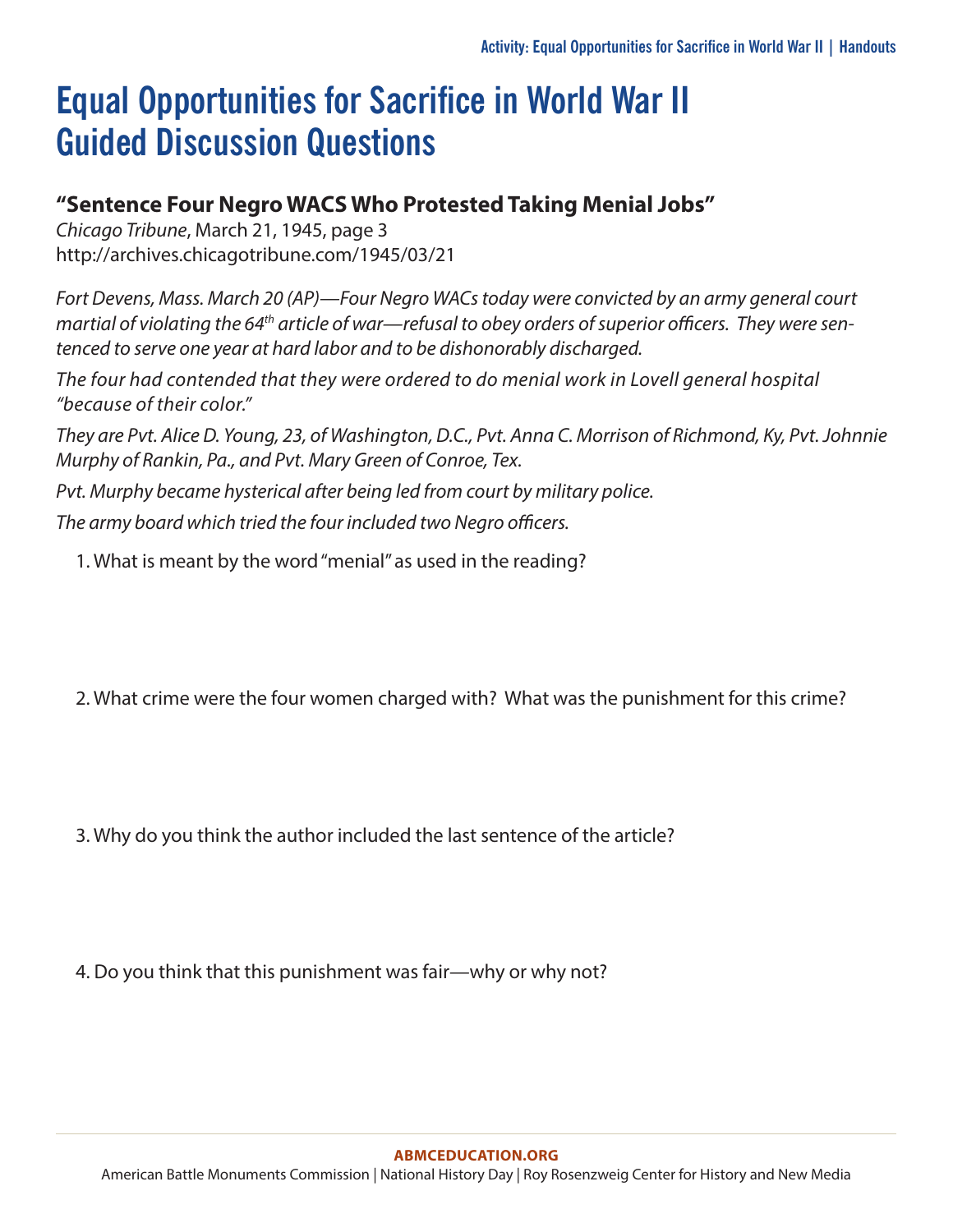# Equal Opportunities for Sacrifice in World War II Guided Discussion Questions

## "Sentence Four Negro WACS Who Protested Taking Menial Jobs"

*Chicago Tribune*, March 21, 1945, page 3
http://archives.chicagotribune.com/1945/03/21

*Fort Devens, Mass. March 20 (AP)—Four Negro WACs today were convicted by an army general court martial of violating the 64th article of war—refusal to obey orders of superior officers. They were sentenced to serve one year at hard labor and to be dishonorably discharged.*

*The four had contended that they were ordered to do menial work in Lovell general hospital "because of their color."*

*They are Pvt. Alice D. Young, 23, of Washington, D.C., Pvt. Anna C. Morrison of Richmond, Ky, Pvt. Johnnie Murphy of Rankin, Pa., and Pvt. Mary Green of Conroe, Tex.*

*Pvt. Murphy became hysterical after being led from court by military police.*

*The army board which tried the four included two Negro officers.*

1. What is meant by the word "menial" as used in the reading?

2. What crime were the four women charged with? What was the punishment for this crime?

3. Why do you think the author included the last sentence of the article?

4. Do you think that this punishment was fair—why or why not?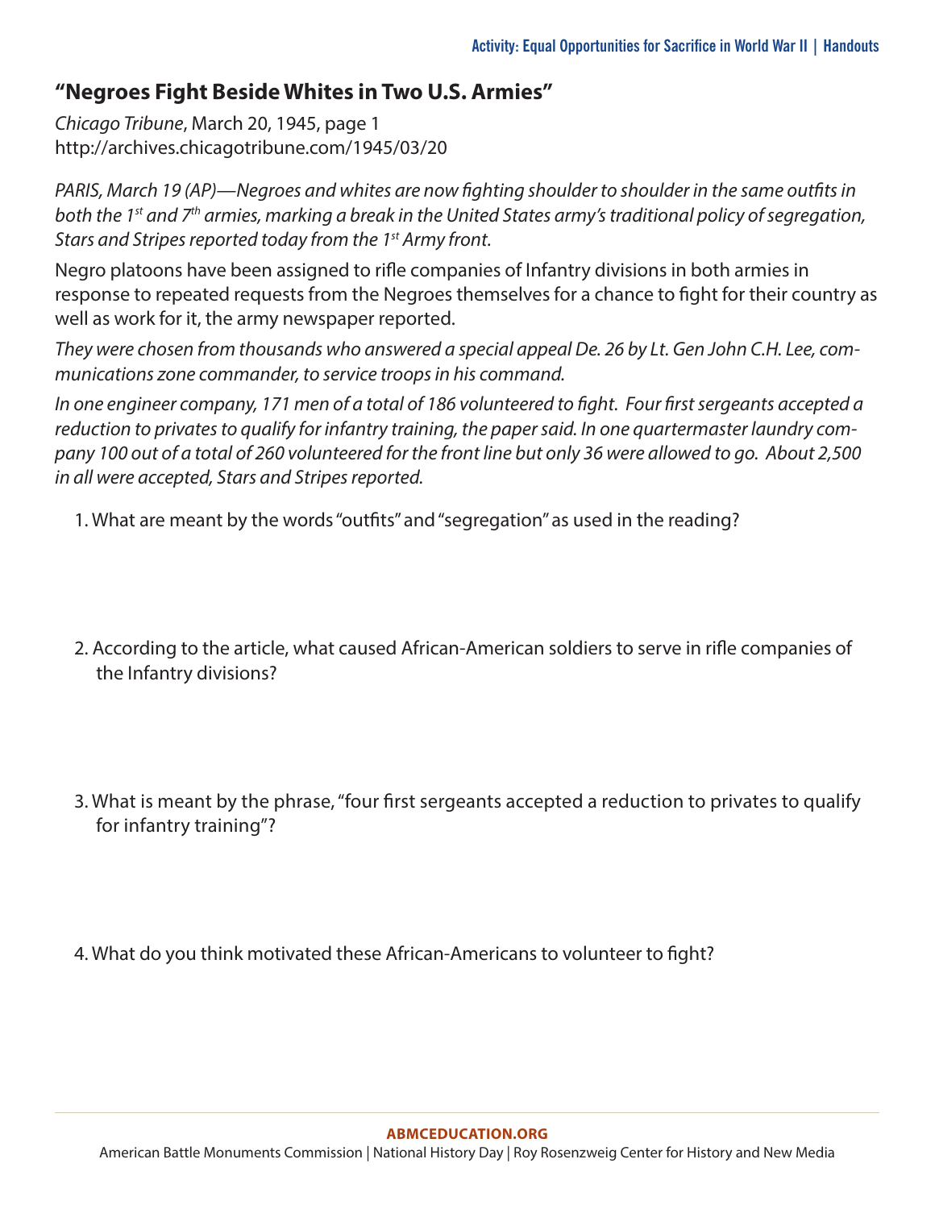## "Negroes Fight Beside Whites in Two U.S. Armies"

*Chicago Tribune*, March 20, 1945, page 1
http://archives.chicagotribune.com/1945/03/20

*PARIS, March 19 (AP)—Negroes and whites are now fighting shoulder to shoulder in the same outfits in both the 1st and 7th armies, marking a break in the United States army's traditional policy of segregation, Stars and Stripes reported today from the 1st Army front.*

Negro platoons have been assigned to rifle companies of Infantry divisions in both armies in response to repeated requests from the Negroes themselves for a chance to fight for their country as well as work for it, the army newspaper reported.

*They were chosen from thousands who answered a special appeal De. 26 by Lt. Gen John C.H. Lee, communications zone commander, to service troops in his command.*

*In one engineer company, 171 men of a total of 186 volunteered to fight. Four first sergeants accepted a reduction to privates to qualify for infantry training, the paper said. In one quartermaster laundry company 100 out of a total of 260 volunteered for the front line but only 36 were allowed to go. About 2,500 in all were accepted, Stars and Stripes reported.*

1. What are meant by the words "outfits" and "segregation" as used in the reading?

2. According to the article, what caused African-American soldiers to serve in rifle companies of the Infantry divisions?

3. What is meant by the phrase, "four first sergeants accepted a reduction to privates to qualify for infantry training"?

4. What do you think motivated these African-Americans to volunteer to fight?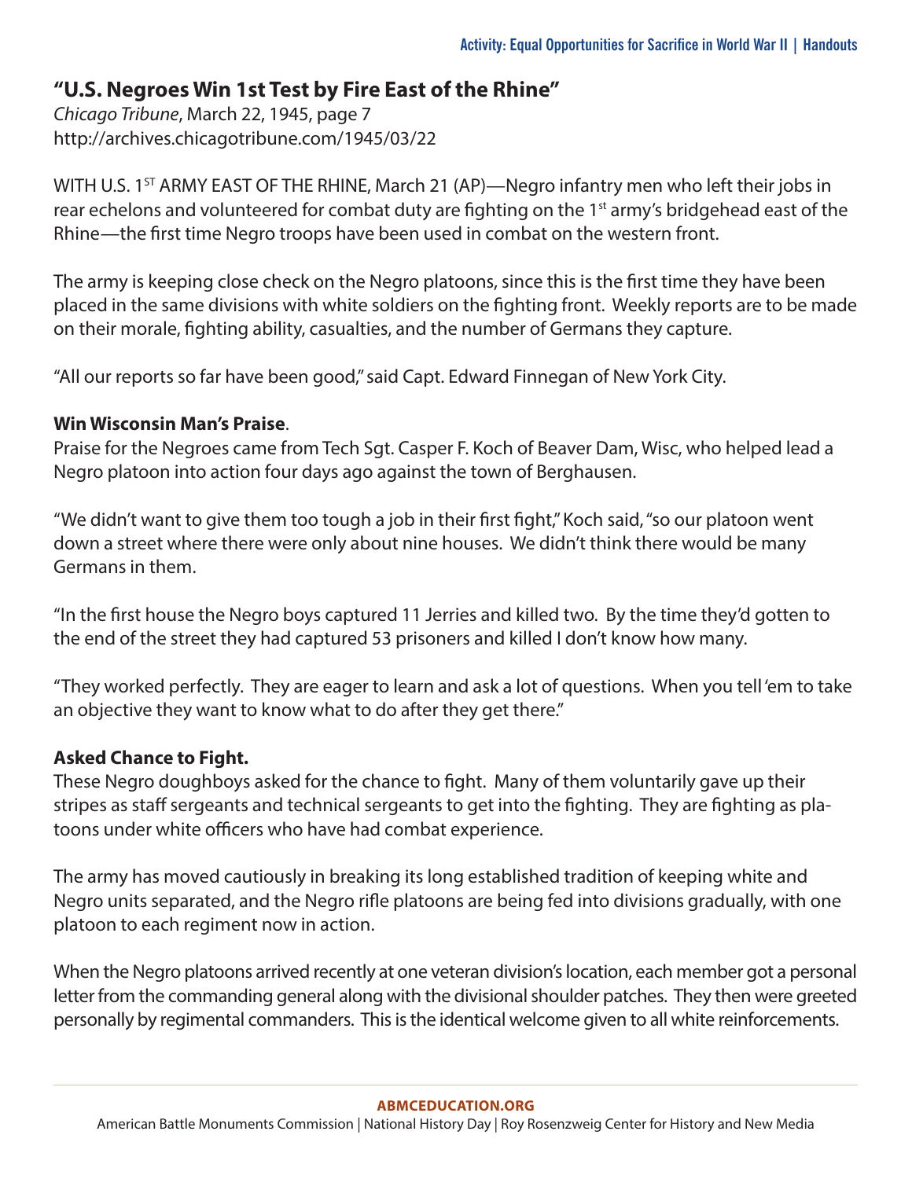## "U.S. Negroes Win 1st Test by Fire East of the Rhine"

*Chicago Tribune*, March 22, 1945, page 7
http://archives.chicagotribune.com/1945/03/22

WITH U.S. 1ST ARMY EAST OF THE RHINE, March 21 (AP)—Negro infantry men who left their jobs in rear echelons and volunteered for combat duty are fighting on the 1st army's bridgehead east of the Rhine—the first time Negro troops have been used in combat on the western front.

The army is keeping close check on the Negro platoons, since this is the first time they have been placed in the same divisions with white soldiers on the fighting front. Weekly reports are to be made on their morale, fighting ability, casualties, and the number of Germans they capture.

"All our reports so far have been good," said Capt. Edward Finnegan of New York City.

**Win Wisconsin Man's Praise**.

Praise for the Negroes came from Tech Sgt. Casper F. Koch of Beaver Dam, Wisc, who helped lead a Negro platoon into action four days ago against the town of Berghausen.

"We didn't want to give them too tough a job in their first fight," Koch said, "so our platoon went down a street where there were only about nine houses. We didn't think there would be many Germans in them.

"In the first house the Negro boys captured 11 Jerries and killed two. By the time they'd gotten to the end of the street they had captured 53 prisoners and killed I don't know how many.

"They worked perfectly. They are eager to learn and ask a lot of questions. When you tell 'em to take an objective they want to know what to do after they get there."

**Asked Chance to Fight.**

These Negro doughboys asked for the chance to fight. Many of them voluntarily gave up their stripes as staff sergeants and technical sergeants to get into the fighting. They are fighting as platoons under white officers who have had combat experience.

The army has moved cautiously in breaking its long established tradition of keeping white and Negro units separated, and the Negro rifle platoons are being fed into divisions gradually, with one platoon to each regiment now in action.

When the Negro platoons arrived recently at one veteran division's location, each member got a personal letter from the commanding general along with the divisional shoulder patches. They then were greeted personally by regimental commanders. This is the identical welcome given to all white reinforcements.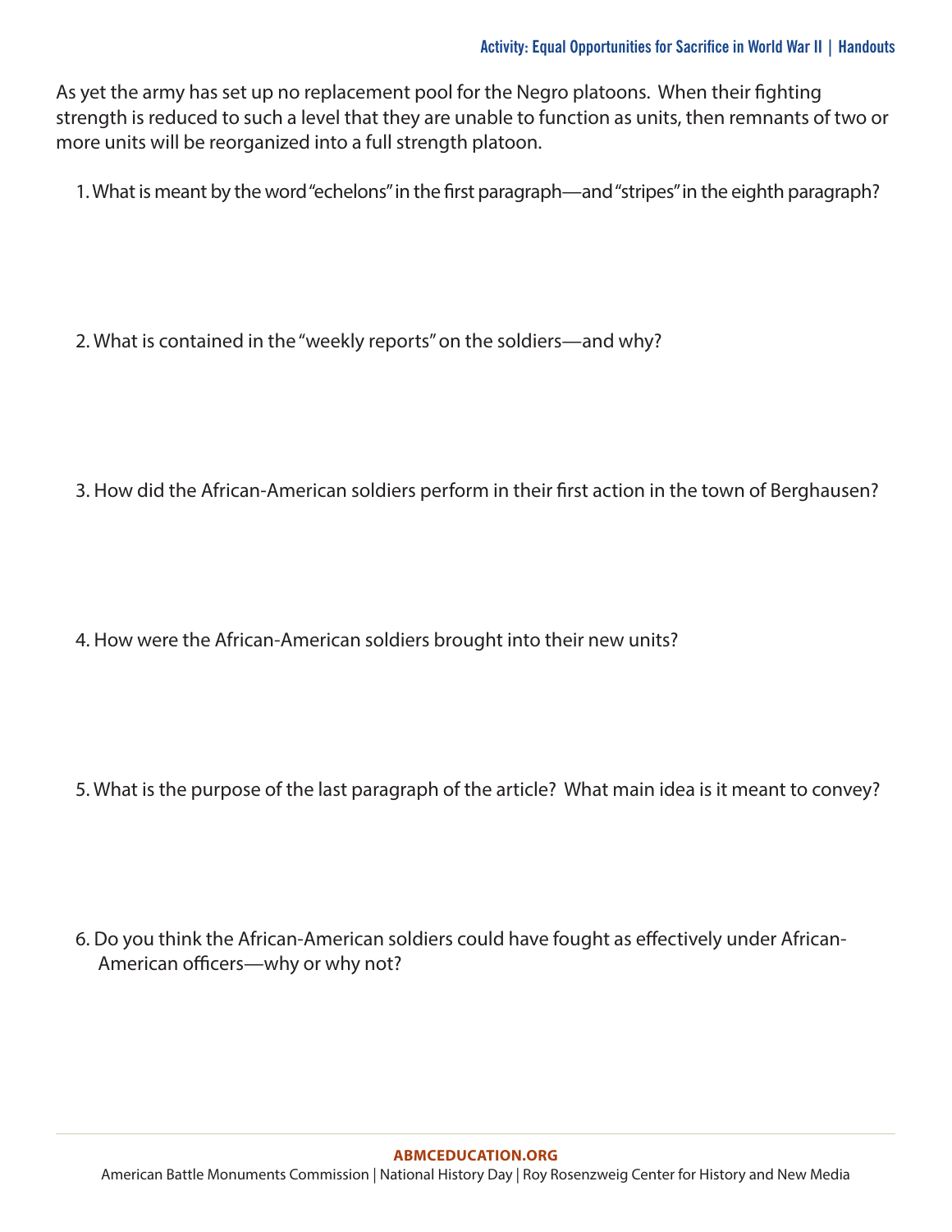As yet the army has set up no replacement pool for the Negro platoons. When their fighting strength is reduced to such a level that they are unable to function as units, then remnants of two or more units will be reorganized into a full strength platoon.

1. What is meant by the word "echelons" in the first paragraph—and "stripes" in the eighth paragraph?

2. What is contained in the "weekly reports" on the soldiers—and why?

3. How did the African-American soldiers perform in their first action in the town of Berghausen?

4. How were the African-American soldiers brought into their new units?

5. What is the purpose of the last paragraph of the article? What main idea is it meant to convey?

6. Do you think the African-American soldiers could have fought as effectively under African-American officers—why or why not?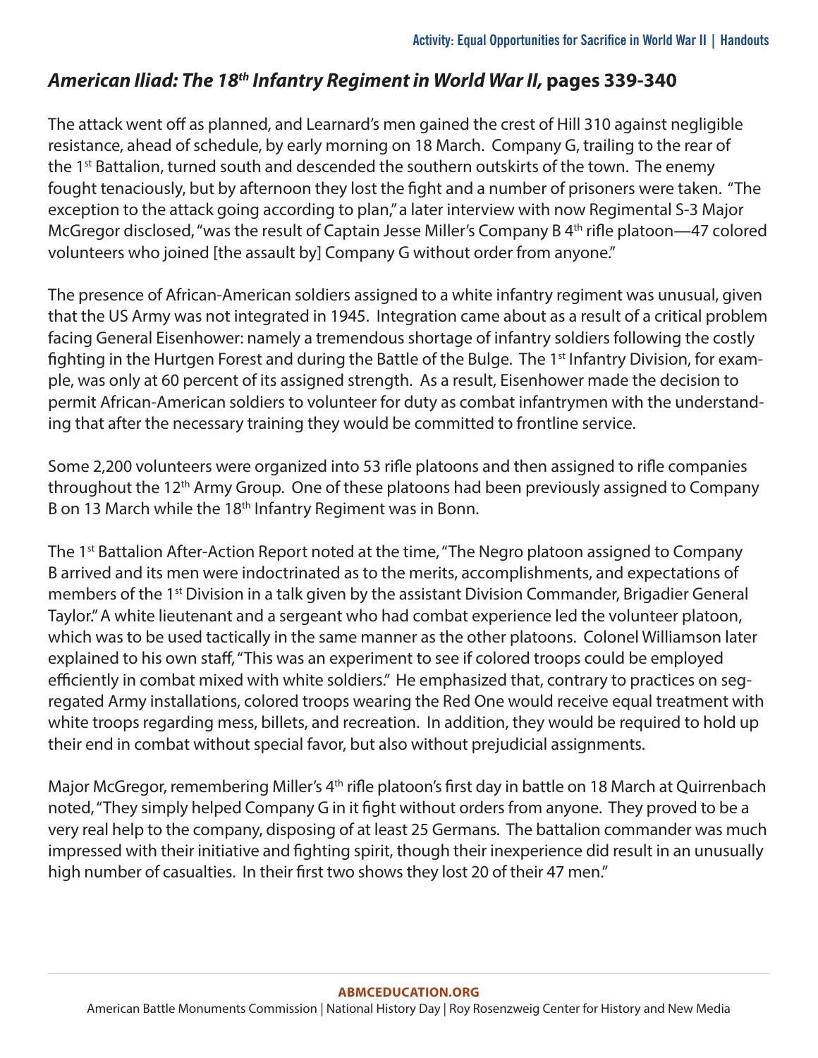## *American Iliad: The 18th Infantry Regiment in World War II,* pages 339-340

The attack went off as planned, and Learnard's men gained the crest of Hill 310 against negligible resistance, ahead of schedule, by early morning on 18 March. Company G, trailing to the rear of the 1st Battalion, turned south and descended the southern outskirts of the town. The enemy fought tenaciously, but by afternoon they lost the fight and a number of prisoners were taken. "The exception to the attack going according to plan," a later interview with now Regimental S-3 Major McGregor disclosed, "was the result of Captain Jesse Miller's Company B 4th rifle platoon—47 colored volunteers who joined [the assault by] Company G without order from anyone."

The presence of African-American soldiers assigned to a white infantry regiment was unusual, given that the US Army was not integrated in 1945. Integration came about as a result of a critical problem facing General Eisenhower: namely a tremendous shortage of infantry soldiers following the costly fighting in the Hurtgen Forest and during the Battle of the Bulge. The 1st Infantry Division, for example, was only at 60 percent of its assigned strength. As a result, Eisenhower made the decision to permit African-American soldiers to volunteer for duty as combat infantrymen with the understanding that after the necessary training they would be committed to frontline service.

Some 2,200 volunteers were organized into 53 rifle platoons and then assigned to rifle companies throughout the 12th Army Group. One of these platoons had been previously assigned to Company B on 13 March while the 18th Infantry Regiment was in Bonn.

The 1st Battalion After-Action Report noted at the time, "The Negro platoon assigned to Company B arrived and its men were indoctrinated as to the merits, accomplishments, and expectations of members of the 1st Division in a talk given by the assistant Division Commander, Brigadier General Taylor." A white lieutenant and a sergeant who had combat experience led the volunteer platoon, which was to be used tactically in the same manner as the other platoons. Colonel Williamson later explained to his own staff, "This was an experiment to see if colored troops could be employed efficiently in combat mixed with white soldiers." He emphasized that, contrary to practices on segregated Army installations, colored troops wearing the Red One would receive equal treatment with white troops regarding mess, billets, and recreation. In addition, they would be required to hold up their end in combat without special favor, but also without prejudicial assignments.

Major McGregor, remembering Miller's 4th rifle platoon's first day in battle on 18 March at Quirrenbach noted, "They simply helped Company G in it fight without orders from anyone. They proved to be a very real help to the company, disposing of at least 25 Germans. The battalion commander was much impressed with their initiative and fighting spirit, though their inexperience did result in an unusually high number of casualties. In their first two shows they lost 20 of their 47 men."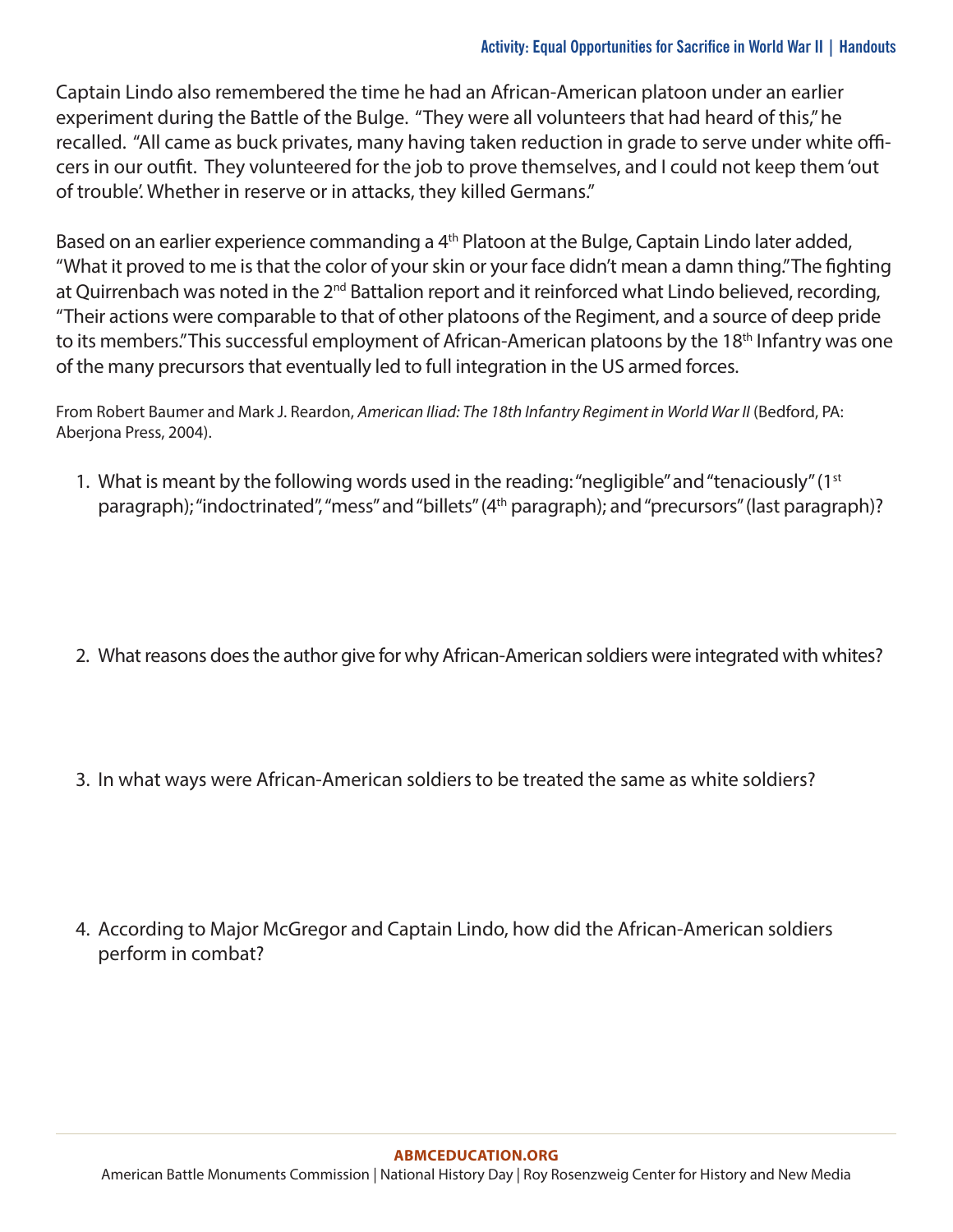Captain Lindo also remembered the time he had an African-American platoon under an earlier experiment during the Battle of the Bulge. "They were all volunteers that had heard of this," he recalled. "All came as buck privates, many having taken reduction in grade to serve under white officers in our outfit. They volunteered for the job to prove themselves, and I could not keep them 'out of trouble'. Whether in reserve or in attacks, they killed Germans."

Based on an earlier experience commanding a 4th Platoon at the Bulge, Captain Lindo later added, "What it proved to me is that the color of your skin or your face didn't mean a damn thing." The fighting at Quirrenbach was noted in the 2nd Battalion report and it reinforced what Lindo believed, recording, "Their actions were comparable to that of other platoons of the Regiment, and a source of deep pride to its members." This successful employment of African-American platoons by the 18th Infantry was one of the many precursors that eventually led to full integration in the US armed forces.

From Robert Baumer and Mark J. Reardon, *American Iliad: The 18th Infantry Regiment in World War II* (Bedford, PA: Aberjona Press, 2004).

1. What is meant by the following words used in the reading: "negligible" and "tenaciously" (1st paragraph); "indoctrinated", "mess" and "billets" (4th paragraph); and "precursors" (last paragraph)?

2. What reasons does the author give for why African-American soldiers were integrated with whites?

3. In what ways were African-American soldiers to be treated the same as white soldiers?

4. According to Major McGregor and Captain Lindo, how did the African-American soldiers perform in combat?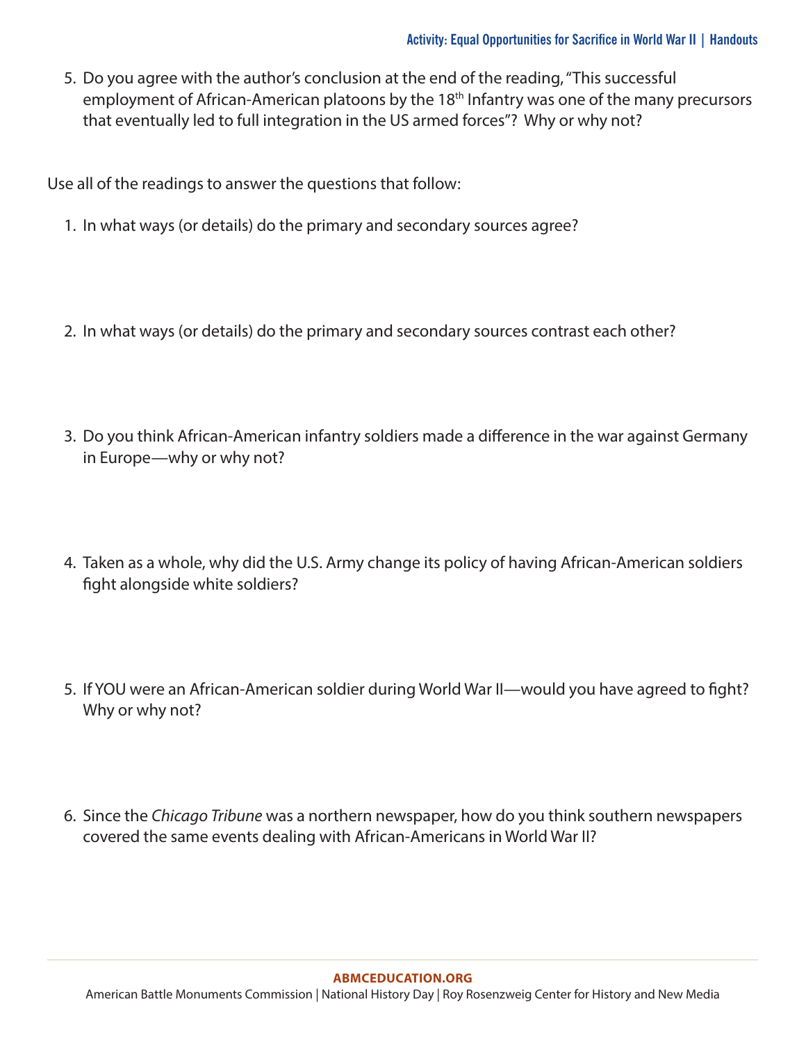5. Do you agree with the author's conclusion at the end of the reading, "This successful employment of African-American platoons by the 18th Infantry was one of the many precursors that eventually led to full integration in the US armed forces"? Why or why not?

Use all of the readings to answer the questions that follow:

1. In what ways (or details) do the primary and secondary sources agree?

2. In what ways (or details) do the primary and secondary sources contrast each other?

3. Do you think African-American infantry soldiers made a difference in the war against Germany in Europe—why or why not?

4. Taken as a whole, why did the U.S. Army change its policy of having African-American soldiers fight alongside white soldiers?

5. If YOU were an African-American soldier during World War II—would you have agreed to fight? Why or why not?

6. Since the *Chicago Tribune* was a northern newspaper, how do you think southern newspapers covered the same events dealing with African-Americans in World War II?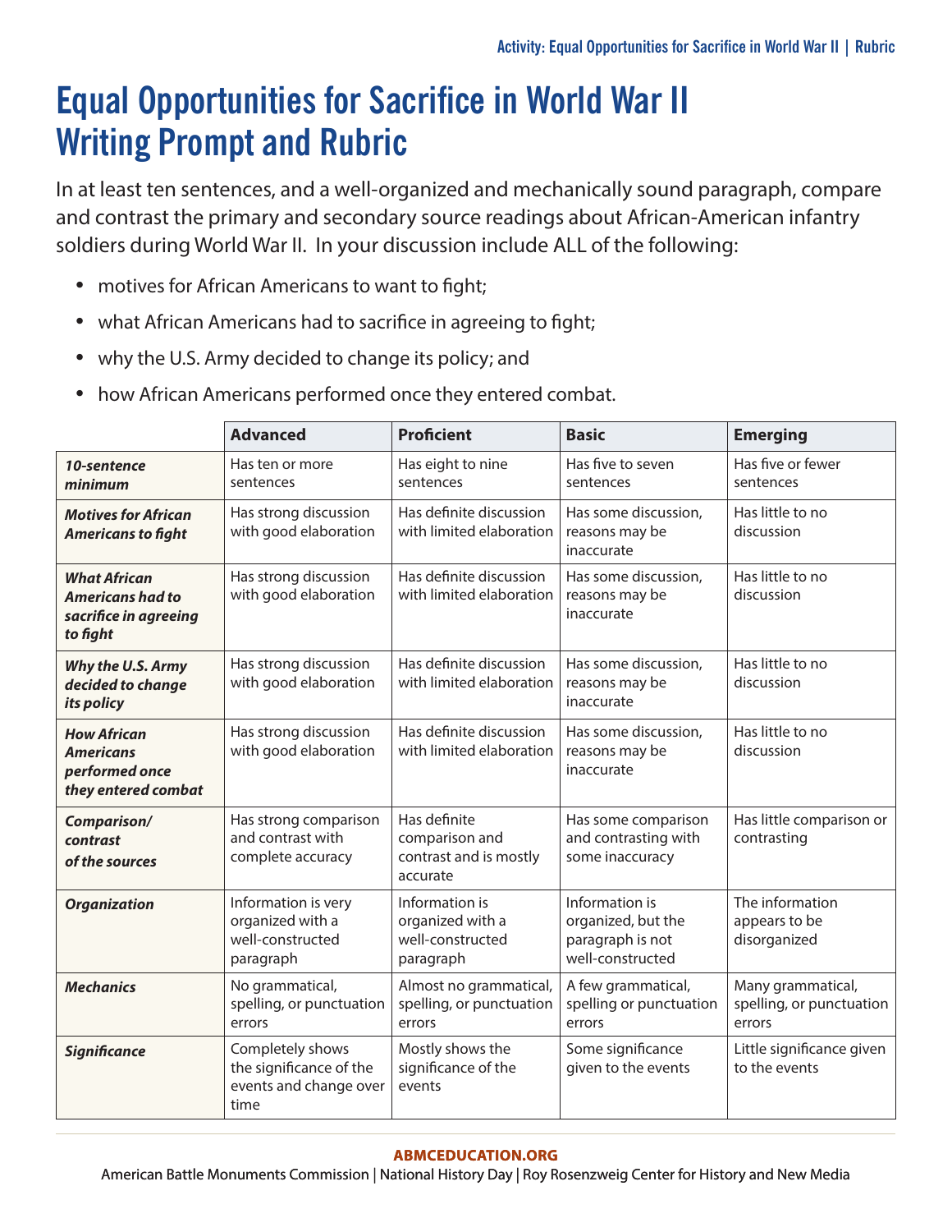# Equal Opportunities for Sacrifice in World War II Writing Prompt and Rubric

In at least ten sentences, and a well-organized and mechanically sound paragraph, compare and contrast the primary and secondary source readings about African-American infantry soldiers during World War II. In your discussion include ALL of the following:

- motives for African Americans to want to fight;
- what African Americans had to sacrifice in agreeing to fight;
- why the U.S. Army decided to change its policy; and
- how African Americans performed once they entered combat.

| | **Advanced** | **Proficient** | **Basic** | **Emerging** |
|---|---|---|---|---|
| ***10-sentence minimum*** | Has ten or more sentences | Has eight to nine sentences | Has five to seven sentences | Has five or fewer sentences |
| ***Motives for African Americans to fight*** | Has strong discussion with good elaboration | Has definite discussion with limited elaboration | Has some discussion, reasons may be inaccurate | Has little to no discussion |
| ***What African Americans had to sacrifice in agreeing to fight*** | Has strong discussion with good elaboration | Has definite discussion with limited elaboration | Has some discussion, reasons may be inaccurate | Has little to no discussion |
| ***Why the U.S. Army decided to change its policy*** | Has strong discussion with good elaboration | Has definite discussion with limited elaboration | Has some discussion, reasons may be inaccurate | Has little to no discussion |
| ***How African Americans performed once they entered combat*** | Has strong discussion with good elaboration | Has definite discussion with limited elaboration | Has some discussion, reasons may be inaccurate | Has little to no discussion |
| ***Comparison/ contrast of the sources*** | Has strong comparison and contrast with complete accuracy | Has definite comparison and contrast and is mostly accurate | Has some comparison and contrasting with some inaccuracy | Has little comparison or contrasting |
| ***Organization*** | Information is very organized with a well-constructed paragraph | Information is organized with a well-constructed paragraph | Information is organized, but the paragraph is not well-constructed | The information appears to be disorganized |
| ***Mechanics*** | No grammatical, spelling, or punctuation errors | Almost no grammatical, spelling, or punctuation errors | A few grammatical, spelling or punctuation errors | Many grammatical, spelling, or punctuation errors |
| ***Significance*** | Completely shows the significance of the events and change over time | Mostly shows the significance of the events | Some significance given to the events | Little significance given to the events |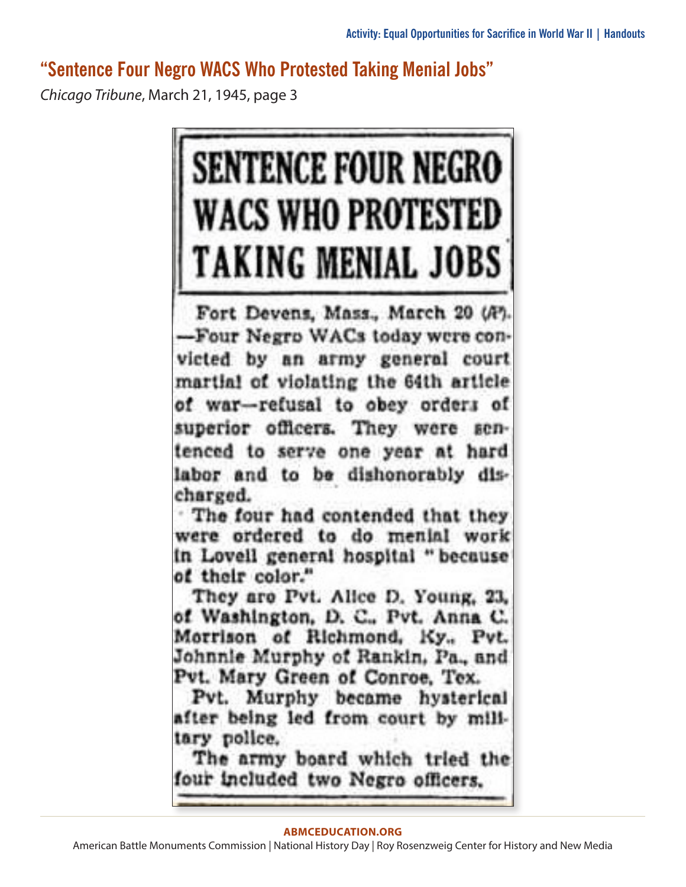## "Sentence Four Negro WACS Who Protested Taking Menial Jobs"

*Chicago Tribune*, March 21, 1945, page 3

# SENTENCE FOUR NEGRO WACS WHO PROTESTED TAKING MENIAL JOBS

Fort Devens, Mass., March 20 (AP). —Four Negro WACs today were convicted by an army general court martial of violating the 64th article of war—refusal to obey orders of superior officers. They were sentenced to serve one year at hard labor and to be dishonorably discharged.

The four had contended that they were ordered to do menial work in Lovell general hospital "because of their color."

They are Pvt. Alice D. Young, 23, of Washington, D. C., Pvt. Anna C. Morrison of Richmond, Ky., Pvt. Johnnie Murphy of Rankin, Pa., and Pvt. Mary Green of Conroe, Tex.

Pvt. Murphy became hysterical after being led from court by military police.

The army board which tried the four included two Negro officers.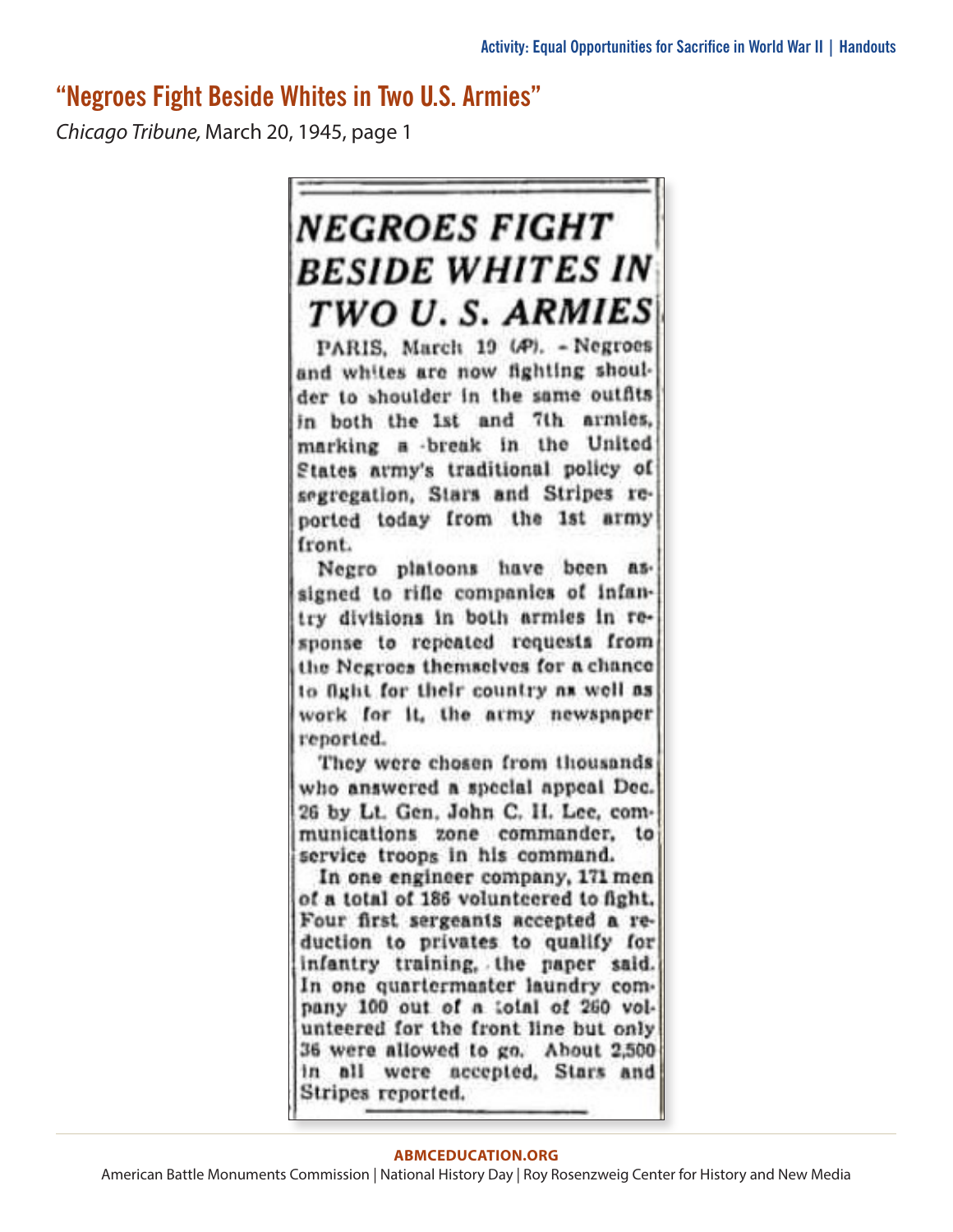## "Negroes Fight Beside Whites in Two U.S. Armies"

*Chicago Tribune,* March 20, 1945, page 1

### NEGROES FIGHT BESIDE WHITES IN TWO U. S. ARMIES

PARIS, March 19 (AP). – Negroes and whites are now fighting shoulder to shoulder in the same outfits in both the 1st and 7th armies, marking a break in the United States army's traditional policy of segregation, Stars and Stripes reported today from the 1st army front.

Negro platoons have been assigned to rifle companies of infantry divisions in both armies in response to repeated requests from the Negroes themselves for a chance to fight for their country as well as work for it, the army newspaper reported.

They were chosen from thousands who answered a special appeal Dec. 26 by Lt. Gen. John C. H. Lee, communications zone commander, to service troops in his command.

In one engineer company, 171 men of a total of 186 volunteered to fight. Four first sergeants accepted a reduction to privates to qualify for infantry training, the paper said. In one quartermaster laundry company 100 out of a total of 260 volunteered for the front line but only 36 were allowed to go. About 2,500 in all were accepted, Stars and Stripes reported.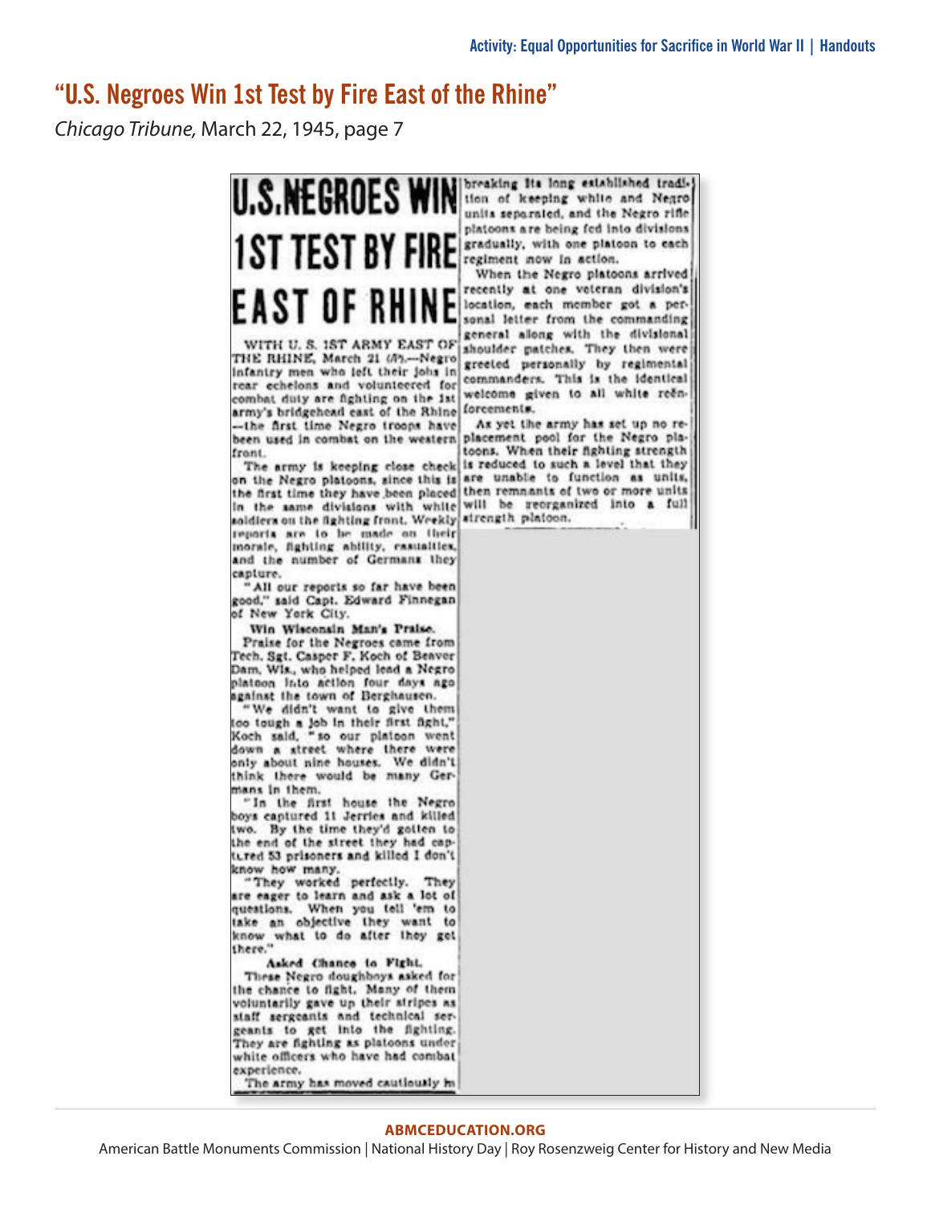## "U.S. Negroes Win 1st Test by Fire East of the Rhine"

*Chicago Tribune,* March 22, 1945, page 7

# U.S. NEGROES WIN 1ST TEST BY FIRE EAST OF RHINE

WITH U. S. 1ST ARMY EAST OF THE RHINE, March 21 (AP).—Negro infantry men who left their jobs in rear echelons and volunteered for combat duty are fighting on the 1st army's bridgehead east of the Rhine—the first time Negro troops have been used in combat on the western front.

The army is keeping close check on the Negro platoons, since this is the first time they have been placed in the same divisions with white soldiers on the fighting front. Weekly reports are to be made on their morale, fighting ability, casualties, and the number of Germans they capture.

"All our reports so far have been good," said Capt. Edward Finnegan of New York City.

**Win Wisconsin Man's Praise.**

Praise for the Negroes came from Tech. Sgt. Casper F. Koch of Beaver Dam, Wis., who helped lead a Negro platoon into action four days ago against the town of Berghausen.

"We didn't want to give them too tough a job in their first fight," Koch said, "so our platoon went down a street where there were only about nine houses. We didn't think there would be many Germans in them.

"In the first house the Negro boys captured 11 Jerries and killed two. By the time they'd gotten to the end of the street they had captured 53 prisoners and killed I don't know how many.

"They worked perfectly. They are eager to learn and ask a lot of questions. When you tell 'em to take an objective they want to know what to do after they get there."

**Asked Chance to Fight.**

These Negro doughboys asked for the chance to fight. Many of them voluntarily gave up their stripes as staff sergeants and technical sergeants to get into the fighting. They are fighting as platoons under white officers who have had combat experience.

The army has moved cautiously in breaking its long established tradition of keeping white and Negro units separated, and the Negro rifle platoons are being fed into divisions gradually, with one platoon to each regiment now in action.

When the Negro platoons arrived recently at one veteran division's location, each member got a personal letter from the commanding general along with the divisional shoulder patches. They then were greeted personally by regimental commanders. This is the identical welcome given to all white reenforcements.

As yet the army has set up no replacement pool for the Negro platoons. When their fighting strength is reduced to such a level that they are unable to function as units, then remnants of two or more units will be reorganized into a full strength platoon.